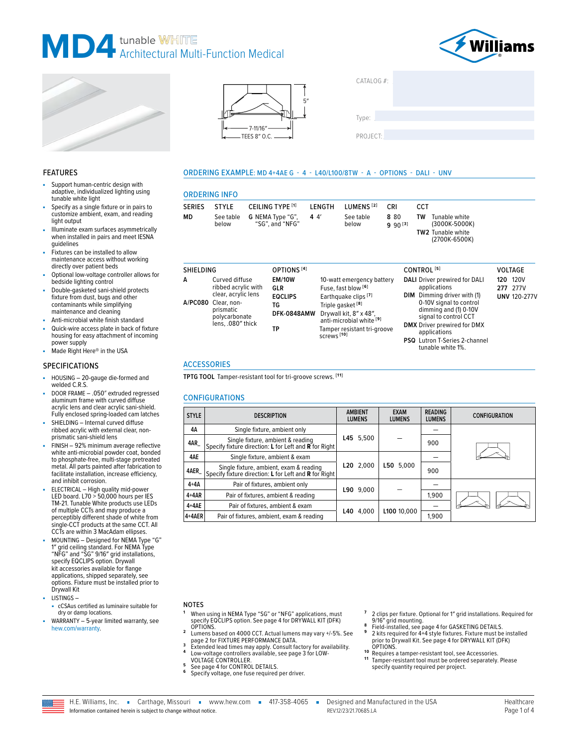# MD4 tunable WHITE Architectural Multi-Function Medical

Williams

5″

7-11/16″

TEES 8″ O.C.

CATALOG #:

Type:

PROJECT:

## FEATURES

- Support human-centric design with adaptive, individualized lighting using tunable white light
- Specify as a single fixture or in pairs to customize ambient, exam, and reading light output
- Illuminate exam surfaces asymmetrically when installed in pairs and meet IESNA guidelines
- Fixtures can be installed to allow maintenance access without working directly over patient beds
- Optional low-voltage controller allows for bedside lighting control
- Double-gasketed sani-shield protects fixture from dust, bugs and other contaminants while simplifying maintenance and cleaning
- Anti-microbial white finish standard
- Quick-wire access plate in back of fixture housing for easy attachment of incoming power supply
- Made Right Here® in the USA

## SPECIFICATIONS

- HOUSING – 20-gauge die-formed and welded C.R.S.
- DOOR FRAME – .050″ extruded regressed aluminum frame with curved diffuse acrylic lens and clear acrylic sani-shield. Fully enclosed spring-loaded cam latches
- SHIELDING – Internal curved diffuse ribbed acrylic with external clear, non-prismatic sani-shield lens
- FINISH – 92% minimum average reflective white anti-microbial powder coat, bonded to phosphate-free, multi-stage pretreated metal. All parts painted after fabrication to facilitate installation, increase efficiency, and inhibit corrosion.
- ELECTRICAL – High quality mid-power LED board. L70 > 50,000 hours per IES TM-21. Tunable White products use LEDs of multiple CCTs and may produce a perceptibly different shade of white from single-CCT products at the same CCT. All CCTs are within 3 MacAdam ellipses.
- MOUNTING – Designed for NEMA Type "G" 1″ grid ceiling standard. For NEMA Type "NFG" and "SG" 9/16″ grid installations, specify EQCLIPS option. Drywall kit accessories available for flange applications, shipped separately, see options. Fixture must be installed prior to Drywall Kit
- LISTINGS –
  - cCSAus certified as luminaire suitable for dry or damp locations.
- WARRANTY – 5-year limited warranty, see hew.com/warranty.

## ORDERING EXAMPLE: MD 4+4AE G - 4 - L40/L100/8TW - A - OPTIONS - DALI - UNV

## ORDERING INFO

| SERIES | STYLE | CEILING TYPE [1] | LENGTH | LUMENS [2] | CRI | CCT |
|---|---|---|---|---|---|---|
| **MD** | See table below | **G** NEMA Type "G", "SG", and "NFG" | **4** 4′ | See table below | **8** 80<br>**9** 90 [3] | **TW** Tunable white (3000K-5000K)<br>**TW2** Tunable white (2700K-6500K) |

| SHIELDING | | OPTIONS [4] | | CONTROL [5] | VOLTAGE |
|---|---|---|---|---|---|
| **A** | Curved diffuse ribbed acrylic with clear, acrylic lens | **EM/10W** | 10-watt emergency battery | **DALI** Driver prewired for DALI applications | **120** 120V |
| **A/PC080** | Clear, non-prismatic polycarbonate lens, .080″ thick | **GLR** | Fuse, fast blow [6] | **DIM** Dimming driver with (1) 0-10V signal to control dimming and (1) 0-10V signal to control CCT | **277** 277V |
| | | **EQCLIPS** | Earthquake clips [7] | **DMX** Driver prewired for DMX applications | **UNV** 120-277V |
| | | **TG** | Triple gasket [8] | **PSQ** Lutron T-Series 2-channel tunable white 1%. | |
| | | **DFK-0848AMW** | Drywall kit, 8″ x 48″, anti-microbial white [9] | | |
| | | **TP** | Tamper resistant tri-groove screws [10] | | |

## ACCESSORIES

**TPTG TOOL** Tamper-resistant tool for tri-groove screws. [11]

## CONFIGURATIONS

| STYLE | DESCRIPTION | AMBIENT LUMENS | EXAM LUMENS | READING LUMENS | CONFIGURATION |
|---|---|---|---|---|---|
| 4A | Single fixture, ambient only | **L45** 5,500 | — | — | |
| 4AR_ | Single fixture, ambient & reading<br>Specify fixture direction: **L** for Left and **R** for Right | | | 900 | |
| 4AE | Single fixture, ambient & exam | **L20** 2,000 | **L50** 5,000 | — | |
| 4AER_ | Single fixture, ambient, exam & reading<br>Specify fixture direction: **L** for Left and **R** for Right | | | 900 | |
| 4+4A | Pair of fixtures, ambient only | **L90** 9,000 | — | — | |
| 4+4AR | Pair of fixtures, ambient & reading | | | 1,900 | |
| 4+4AE | Pair of fixtures, ambient & exam | **L40** 4,000 | **L100** 10,000 | — | |
| 4+4AER | Pair of fixtures, ambient, exam & reading | | | 1,900 | |

## NOTES

1. When using in NEMA Type "SG" or "NFG" applications, must specify EQCLIPS option. See page 4 for DRYWALL KIT (DFK) OPTIONS.
2. Lumens based on 4000 CCT. Actual lumens may vary +/-5%. See page 2 for FIXTURE PERFORMANCE DATA.
3. Extended lead times may apply. Consult factory for availability.
4. Low-voltage controllers available, see page 3 for LOW-VOLTAGE CONTROLLER.
5. See page 4 for CONTROL DETAILS.
6. Specify voltage, one fuse required per driver.
7. 2 clips per fixture. Optional for 1″ grid installations. Required for 9/16″ grid mounting.
8. Field-installed, see page 4 for GASKETING DETAILS.
9. 2 kits required for 4+4 style fixtures. Fixture must be installed prior to Drywall Kit. See page 4 for DRYWALL KIT (DFK) OPTIONS.
10. Requires a tamper-resistant tool, see Accessories.
11. Tamper-resistant tool must be ordered separately. Please specify quantity required per project.

H.E. Williams, Inc. ▪ Carthage, Missouri ▪ www.hew.com ▪ 417-358-4065 ▪ Designed and Manufactured in the USA
Information contained herein is subject to change without notice. REV.12/23/21.70685.LA
Healthcare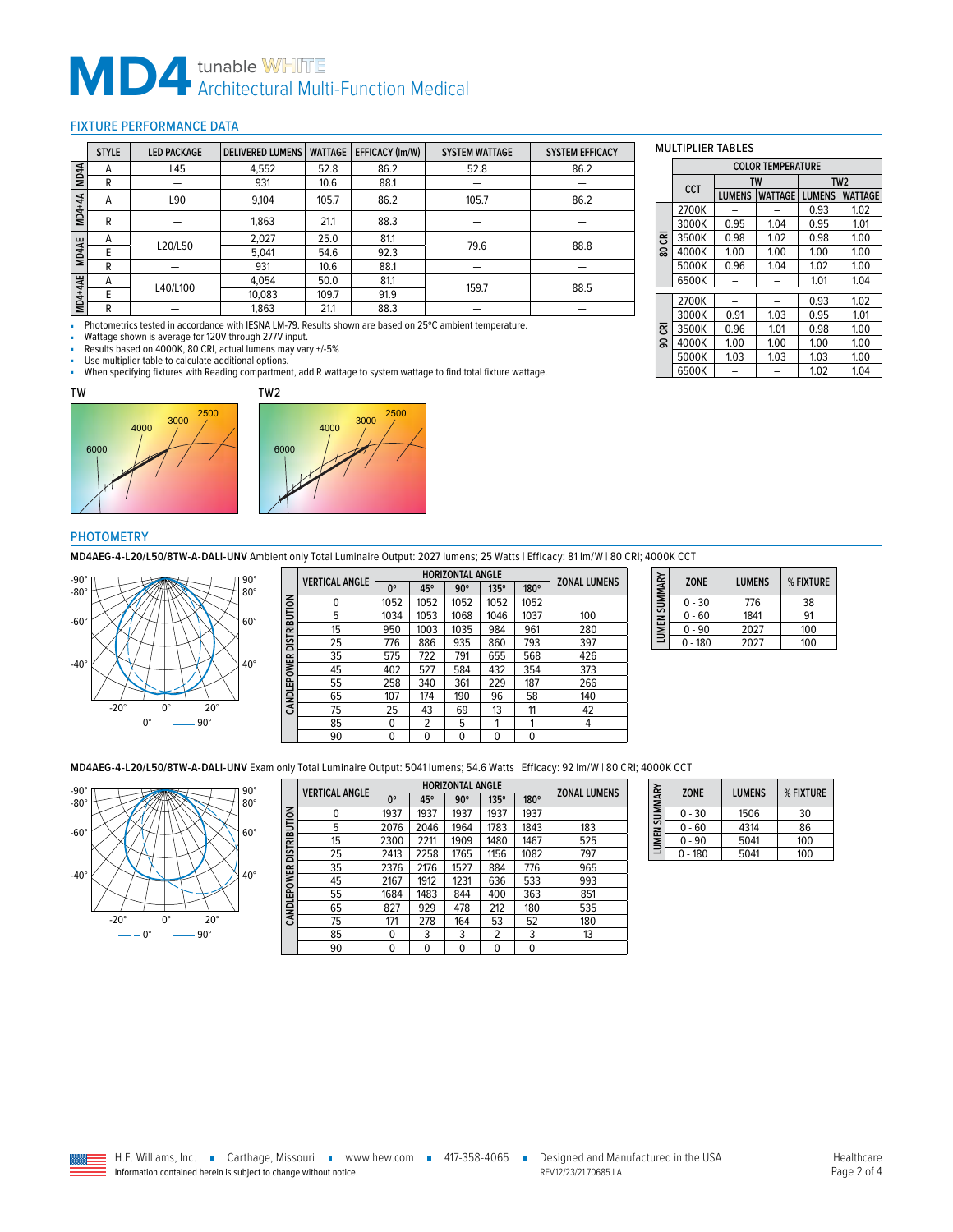# MD4 tunable WHITE Architectural Multi-Function Medical

## FIXTURE PERFORMANCE DATA

| | STYLE | LED PACKAGE | DELIVERED LUMENS | WATTAGE | EFFICACY (lm/W) | SYSTEM WATTAGE | SYSTEM EFFICACY |
|---|---|---|---|---|---|---|---|
| MD4A | A | L45 | 4,552 | 52.8 | 86.2 | 52.8 | 86.2 |
| | R | — | 931 | 10.6 | 88.1 | — | — |
| MD4+4A | A | L90 | 9,104 | 105.7 | 86.2 | 105.7 | 86.2 |
| | R | — | 1,863 | 21.1 | 88.3 | — | — |
| MD4AE | A | L20/L50 | 2,027 | 25.0 | 81.1 | 79.6 | 88.8 |
| | E | | 5,041 | 54.6 | 92.3 | | |
| | R | — | 931 | 10.6 | 88.1 | — | — |
| MD4+4AE | A | L40/L100 | 4,054 | 50.0 | 81.1 | 159.7 | 88.5 |
| | E | | 10,083 | 109.7 | 91.9 | | |
| | R | — | 1,863 | 21.1 | 88.3 | — | — |

- Photometrics tested in accordance with IESNA LM-79. Results shown are based on 25ºC ambient temperature.
- Wattage shown is average for 120V through 277V input.
- Results based on 4000K, 80 CRI, actual lumens may vary +/-5%
- Use multiplier table to calculate additional options.
- When specifying fixtures with Reading compartment, add R wattage to system wattage to find total fixture wattage.

### MULTIPLIER TABLES

| | CCT | TW LUMENS | TW WATTAGE | TW2 LUMENS | TW2 WATTAGE |
|---|---|---|---|---|---|
| 80 CRI | 2700K | – | – | 0.93 | 1.02 |
| | 3000K | 0.95 | 1.04 | 0.95 | 1.01 |
| | 3500K | 0.98 | 1.02 | 0.98 | 1.00 |
| | 4000K | 1.00 | 1.00 | 1.00 | 1.00 |
| | 5000K | 0.96 | 1.04 | 1.02 | 1.00 |
| | 6500K | – | – | 1.01 | 1.04 |
| 90 CRI | 2700K | – | – | 0.93 | 1.02 |
| | 3000K | 0.91 | 1.03 | 0.95 | 1.01 |
| | 3500K | 0.96 | 1.01 | 0.98 | 1.00 |
| | 4000K | 1.00 | 1.00 | 1.00 | 1.00 |
| | 5000K | 1.03 | 1.03 | 1.03 | 1.00 |
| | 6500K | – | – | 1.02 | 1.04 |

TW

TW2

## PHOTOMETRY

**MD4AEG-4-L20/L50/8TW-A-DALI-UNV** Ambient only Total Luminaire Output: 2027 lumens; 25 Watts | Efficacy: 81 lm/W | 80 CRI; 4000K CCT

— – 0° —— 90°

CANDLEPOWER DISTRIBUTION

| VERTICAL ANGLE | 0° | 45° | 90° | 135° | 180° | ZONAL LUMENS |
|---|---|---|---|---|---|---|
| 0 | 1052 | 1052 | 1052 | 1052 | 1052 | |
| 5 | 1034 | 1053 | 1068 | 1046 | 1037 | 100 |
| 15 | 950 | 1003 | 1035 | 984 | 961 | 280 |
| 25 | 776 | 886 | 935 | 860 | 793 | 397 |
| 35 | 575 | 722 | 791 | 655 | 568 | 426 |
| 45 | 402 | 527 | 584 | 432 | 354 | 373 |
| 55 | 258 | 340 | 361 | 229 | 187 | 266 |
| 65 | 107 | 174 | 190 | 96 | 58 | 140 |
| 75 | 25 | 43 | 69 | 13 | 11 | 42 |
| 85 | 0 | 2 | 5 | 1 | 1 | 4 |
| 90 | 0 | 0 | 0 | 0 | 0 | |

LUMEN SUMMARY

| ZONE | LUMENS | % FIXTURE |
|---|---|---|
| 0 - 30 | 776 | 38 |
| 0 - 60 | 1841 | 91 |
| 0 - 90 | 2027 | 100 |
| 0 - 180 | 2027 | 100 |

**MD4AEG-4-L20/L50/8TW-A-DALI-UNV** Exam only Total Luminaire Output: 5041 lumens; 54.6 Watts | Efficacy: 92 lm/W | 80 CRI; 4000K CCT

— – 0° —— 90°

CANDLEPOWER DISTRIBUTION

| VERTICAL ANGLE | 0° | 45° | 90° | 135° | 180° | ZONAL LUMENS |
|---|---|---|---|---|---|---|
| 0 | 1937 | 1937 | 1937 | 1937 | 1937 | |
| 5 | 2076 | 2046 | 1964 | 1783 | 1843 | 183 |
| 15 | 2300 | 2211 | 1909 | 1480 | 1467 | 525 |
| 25 | 2413 | 2258 | 1765 | 1156 | 1082 | 797 |
| 35 | 2376 | 2176 | 1527 | 884 | 776 | 965 |
| 45 | 2167 | 1912 | 1231 | 636 | 533 | 993 |
| 55 | 1684 | 1483 | 844 | 400 | 363 | 851 |
| 65 | 827 | 929 | 478 | 212 | 180 | 535 |
| 75 | 171 | 278 | 164 | 53 | 52 | 180 |
| 85 | 0 | 3 | 3 | 2 | 3 | 13 |
| 90 | 0 | 0 | 0 | 0 | 0 | |

LUMEN SUMMARY

| ZONE | LUMENS | % FIXTURE |
|---|---|---|
| 0 - 30 | 1506 | 30 |
| 0 - 60 | 4314 | 86 |
| 0 - 90 | 5041 | 100 |
| 0 - 180 | 5041 | 100 |

H.E. Williams, Inc. ▪ Carthage, Missouri ▪ www.hew.com ▪ 417-358-4065 ▪ Designed and Manufactured in the USA
Information contained herein is subject to change without notice. REV.12/23/21.70685.LA
Healthcare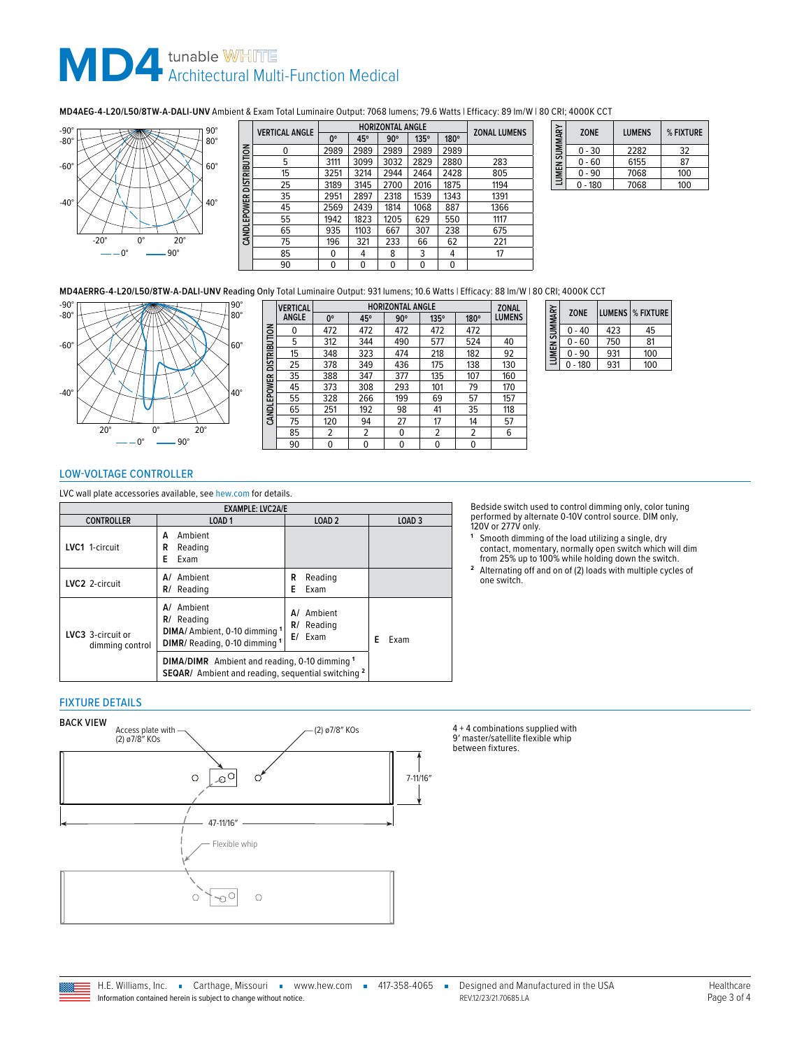# MD4 tunable WHITE Architectural Multi-Function Medical

**MD4AEG-4-L20/L50/8TW-A-DALI-UNV** Ambient & Exam Total Luminaire Output: 7068 lumens; 79.6 Watts | Efficacy: 89 lm/W | 80 CRI; 4000K CCT

—— 0°  —— 90°

**CANDLEPOWER DISTRIBUTION**

| VERTICAL ANGLE | HORIZONTAL ANGLE 0° | 45° | 90° | 135° | 180° | ZONAL LUMENS |
|---|---|---|---|---|---|---|
| 0 | 2989 | 2989 | 2989 | 2989 | 2989 | |
| 5 | 3111 | 3099 | 3032 | 2829 | 2880 | 283 |
| 15 | 3251 | 3214 | 2944 | 2464 | 2428 | 805 |
| 25 | 3189 | 3145 | 2700 | 2016 | 1875 | 1194 |
| 35 | 2951 | 2897 | 2318 | 1539 | 1343 | 1391 |
| 45 | 2569 | 2439 | 1814 | 1068 | 887 | 1366 |
| 55 | 1942 | 1823 | 1205 | 629 | 550 | 1117 |
| 65 | 935 | 1103 | 667 | 307 | 238 | 675 |
| 75 | 196 | 321 | 233 | 66 | 62 | 221 |
| 85 | 0 | 4 | 8 | 3 | 4 | 17 |
| 90 | 0 | 0 | 0 | 0 | 0 | |

**LUMEN SUMMARY**

| ZONE | LUMENS | % FIXTURE |
|---|---|---|
| 0 - 30 | 2282 | 32 |
| 0 - 60 | 6155 | 87 |
| 0 - 90 | 7068 | 100 |
| 0 - 180 | 7068 | 100 |

**MD4AERRG-4-L20/L50/8TW-A-DALI-UNV** Reading Only Total Luminaire Output: 931 lumens; 10.6 Watts | Efficacy: 88 lm/W | 80 CRI; 4000K CCT

—— 0°  —— 90°

**CANDLEPOWER DISTRIBUTION**

| VERTICAL ANGLE | HORIZONTAL ANGLE 0° | 45° | 90° | 135° | 180° | ZONAL LUMENS |
|---|---|---|---|---|---|---|
| 0 | 472 | 472 | 472 | 472 | 472 | |
| 5 | 312 | 344 | 490 | 577 | 524 | 40 |
| 15 | 348 | 323 | 474 | 218 | 182 | 92 |
| 25 | 378 | 349 | 436 | 175 | 138 | 130 |
| 35 | 388 | 347 | 377 | 135 | 107 | 160 |
| 45 | 373 | 308 | 293 | 101 | 79 | 170 |
| 55 | 328 | 266 | 199 | 69 | 57 | 157 |
| 65 | 251 | 192 | 98 | 41 | 35 | 118 |
| 75 | 120 | 94 | 27 | 17 | 14 | 57 |
| 85 | 2 | 2 | 0 | 2 | 2 | 6 |
| 90 | 0 | 0 | 0 | 0 | 0 | |

**LUMEN SUMMARY**

| ZONE | LUMENS | % FIXTURE |
|---|---|---|
| 0 - 40 | 423 | 45 |
| 0 - 60 | 750 | 81 |
| 0 - 90 | 931 | 100 |
| 0 - 180 | 931 | 100 |

## LOW-VOLTAGE CONTROLLER

LVC wall plate accessories available, see hew.com for details.

| EXAMPLE: LVC2A/E | | | |
|---|---|---|---|
| CONTROLLER | LOAD 1 | LOAD 2 | LOAD 3 |
| **LVC1** 1-circuit | **A** Ambient<br>**R** Reading<br>**E** Exam | | |
| **LVC2** 2-circuit | **A/** Ambient<br>**R/** Reading | **R** Reading<br>**E** Exam | |
| **LVC3** 3-circuit or dimming control | **A/** Ambient<br>**R/** Reading<br>**DIMA/** Ambient, 0-10 dimming [1]<br>**DIMR/** Reading, 0-10 dimming [1] | **A/** Ambient<br>**R/** Reading<br>**E/** Exam | **E** Exam |
| | **DIMA/DIMR** Ambient and reading, 0-10 dimming [1]<br>**SEQAR/** Ambient and reading, sequential switching [2] | | |

Bedside switch used to control dimming only, color tuning performed by alternate 0-10V control source. DIM only, 120V or 277V only.

[1] Smooth dimming of the load utilizing a single, dry contact, momentary, normally open switch which will dim from 25% up to 100% while holding down the switch.

[2] Alternating off and on of (2) loads with multiple cycles of one switch.

## FIXTURE DETAILS

**BACK VIEW**

Access plate with (2) ø7/8″ KOs

(2) ø7/8″ KOs

7-11/16″

47-11/16″

Flexible whip

4 + 4 combinations supplied with 9′ master/satellite flexible whip between fixtures.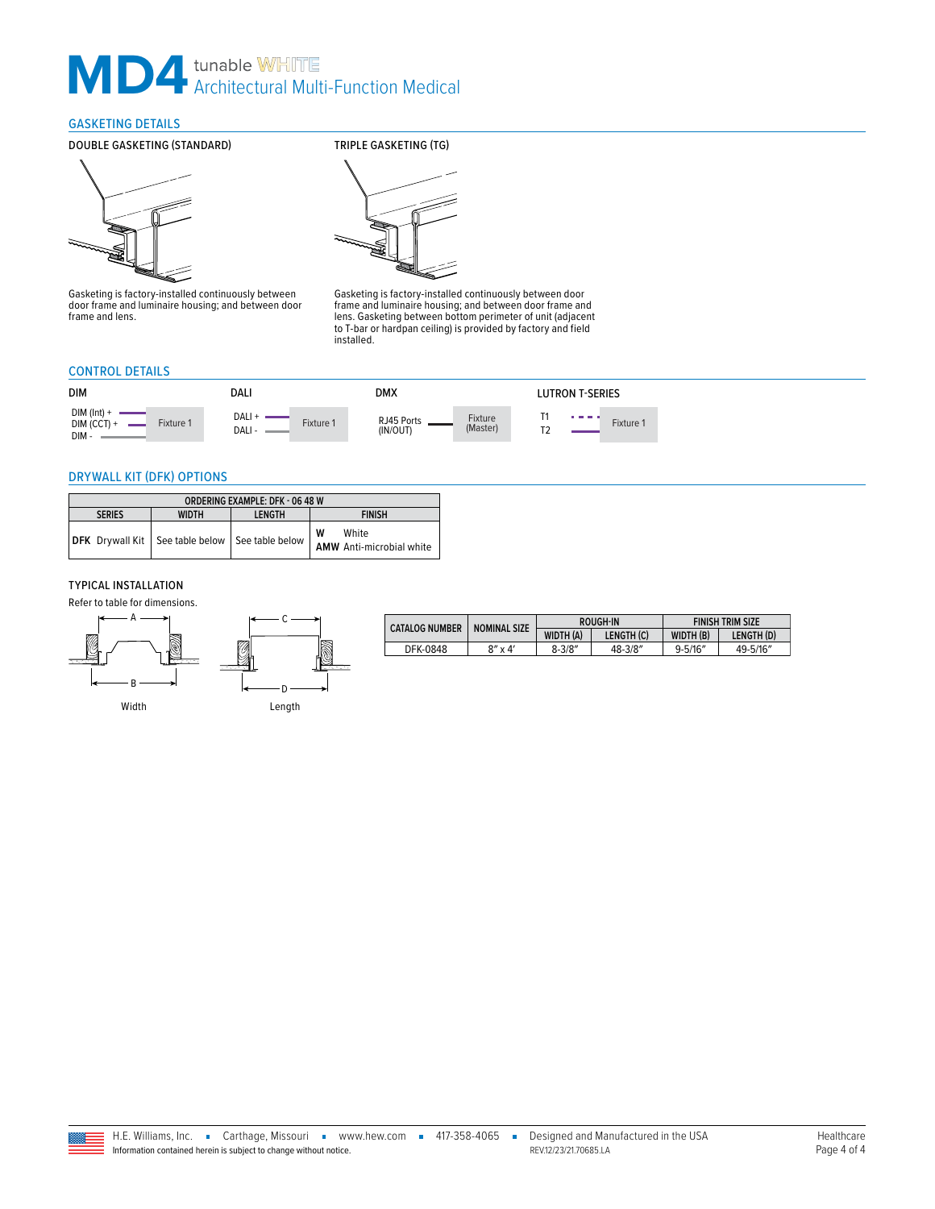# MD4 tunable WHITE Architectural Multi-Function Medical

## GASKETING DETAILS

### DOUBLE GASKETING (STANDARD)

Gasketing is factory-installed continuously between door frame and luminaire housing; and between door frame and lens.

### TRIPLE GASKETING (TG)

Gasketing is factory-installed continuously between door frame and luminaire housing; and between door frame and lens. Gasketing between bottom perimeter of unit (adjacent to T-bar or hardpan ceiling) is provided by factory and field installed.

## CONTROL DETAILS

**DIM**

DIM (Int) +
DIM (CCT) +
DIM -
Fixture 1

**DALI**

DALI +
DALI -
Fixture 1

**DMX**

RJ45 Ports (IN/OUT)
Fixture (Master)

**LUTRON T-SERIES**

T1
T2
Fixture 1

## DRYWALL KIT (DFK) OPTIONS

| ORDERING EXAMPLE: DFK - 06 48 W | | | |
|---|---|---|---|
| SERIES | WIDTH | LENGTH | FINISH |
| **DFK** Drywall Kit | See table below | See table below | **W** White<br>**AMW** Anti-microbial white |

### TYPICAL INSTALLATION

Refer to table for dimensions.

A
B
Width

C
D
Length

| CATALOG NUMBER | NOMINAL SIZE | ROUGH-IN | | FINISH TRIM SIZE | |
|---|---|---|---|---|---|
| | | WIDTH (A) | LENGTH (C) | WIDTH (B) | LENGTH (D) |
| DFK-0848 | 8″ x 4′ | 8-3/8″ | 48-3/8″ | 9-5/16″ | 49-5/16″ |

H.E. Williams, Inc. ▪ Carthage, Missouri ▪ www.hew.com ▪ 417-358-4065 ▪ Designed and Manufactured in the USA

Information contained herein is subject to change without notice.

REV.12/23/21.70685.LA

Healthcare